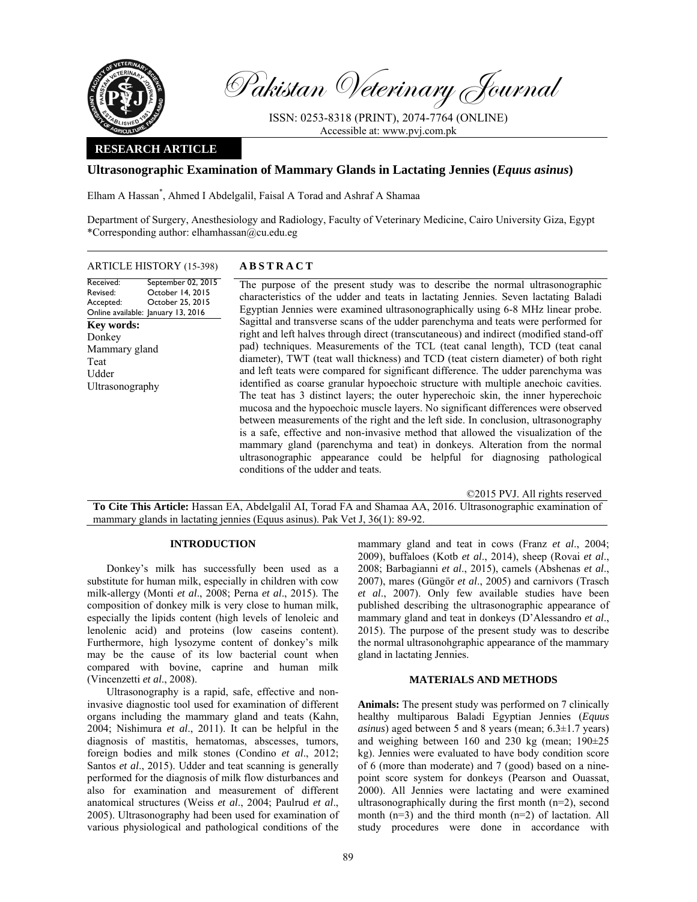# Pakistan Veterinary Journal

ISSN: 0253-8318 (PRINT), 2074-7764 (ONLINE)
Accessible at: www.pvj.com.pk

**RESEARCH ARTICLE**

## Ultrasonographic Examination of Mammary Glands in Lactating Jennies (*Equus asinus*)

Elham A Hassan*, Ahmed I Abdelgalil, Faisal A Torad and Ashraf A Shamaa

Department of Surgery, Anesthesiology and Radiology, Faculty of Veterinary Medicine, Cairo University Giza, Egypt
*Corresponding author: elhamhassan@cu.edu.eg

**ARTICLE HISTORY** (15-398)

Received: September 02, 2015
Revised: October 14, 2015
Accepted: October 25, 2015
Online available: January 13, 2016

**Key words:**
Donkey
Mammary gland
Teat
Udder
Ultrasonography

### ABSTRACT

The purpose of the present study was to describe the normal ultrasonographic characteristics of the udder and teats in lactating Jennies. Seven lactating Baladi Egyptian Jennies were examined ultrasonographically using 6-8 MHz linear probe. Sagittal and transverse scans of the udder parenchyma and teats were performed for right and left halves through direct (transcutaneous) and indirect (modified stand-off pad) techniques. Measurements of the TCL (teat canal length), TCD (teat canal diameter), TWT (teat wall thickness) and TCD (teat cistern diameter) of both right and left teats were compared for significant difference. The udder parenchyma was identified as coarse granular hypoechoic structure with multiple anechoic cavities. The teat has 3 distinct layers; the outer hyperechoic skin, the inner hyperechoic mucosa and the hypoechoic muscle layers. No significant differences were observed between measurements of the right and the left side. In conclusion, ultrasonography is a safe, effective and non-invasive method that allowed the visualization of the mammary gland (parenchyma and teat) in donkeys. Alteration from the normal ultrasonographic appearance could be helpful for diagnosing pathological conditions of the udder and teats.

©2015 PVJ. All rights reserved

**To Cite This Article:** Hassan EA, Abdelgalil AI, Torad FA and Shamaa AA, 2016. Ultrasonographic examination of mammary glands in lactating jennies (Equus asinus). Pak Vet J, 36(1): 89-92.

## INTRODUCTION

Donkey's milk has successfully been used as a substitute for human milk, especially in children with cow milk-allergy (Monti *et al*., 2008; Perna *et al*., 2015). The composition of donkey milk is very close to human milk, especially the lipids content (high levels of lenoleic and lenolenic acid) and proteins (low caseins content). Furthermore, high lysozyme content of donkey's milk may be the cause of its low bacterial count when compared with bovine, caprine and human milk (Vincenzetti *et al*., 2008).

Ultrasonography is a rapid, safe, effective and non-invasive diagnostic tool used for examination of different organs including the mammary gland and teats (Kahn, 2004; Nishimura *et al*., 2011). It can be helpful in the diagnosis of mastitis, hematomas, abscesses, tumors, foreign bodies and milk stones (Condino *et al*., 2012; Santos *et al*., 2015). Udder and teat scanning is generally performed for the diagnosis of milk flow disturbances and also for examination and measurement of different anatomical structures (Weiss *et al*., 2004; Paulrud *et al*., 2005). Ultrasonography had been used for examination of various physiological and pathological conditions of the mammary gland and teat in cows (Franz *et al*., 2004; 2009), buffaloes (Kotb *et al*., 2014), sheep (Rovai *et al*., 2008; Barbagianni *et al*., 2015), camels (Abshenas *et al*., 2007), mares (Güngör *et al*., 2005) and carnivors (Trasch *et al*., 2007). Only few available studies have been published describing the ultrasonographic appearance of mammary gland and teat in donkeys (D'Alessandro *et al*., 2015). The purpose of the present study was to describe the normal ultrasonohgraphic appearance of the mammary gland in lactating Jennies.

## MATERIALS AND METHODS

**Animals:** The present study was performed on 7 clinically healthy multiparous Baladi Egyptian Jennies (*Equus asinus*) aged between 5 and 8 years (mean; 6.3±1.7 years) and weighing between 160 and 230 kg (mean; 190±25 kg). Jennies were evaluated to have body condition score of 6 (more than moderate) and 7 (good) based on a nine-point score system for donkeys (Pearson and Ouassat, 2000). All Jennies were lactating and were examined ultrasonographically during the first month (n=2), second month (n=3) and the third month (n=2) of lactation. All study procedures were done in accordance with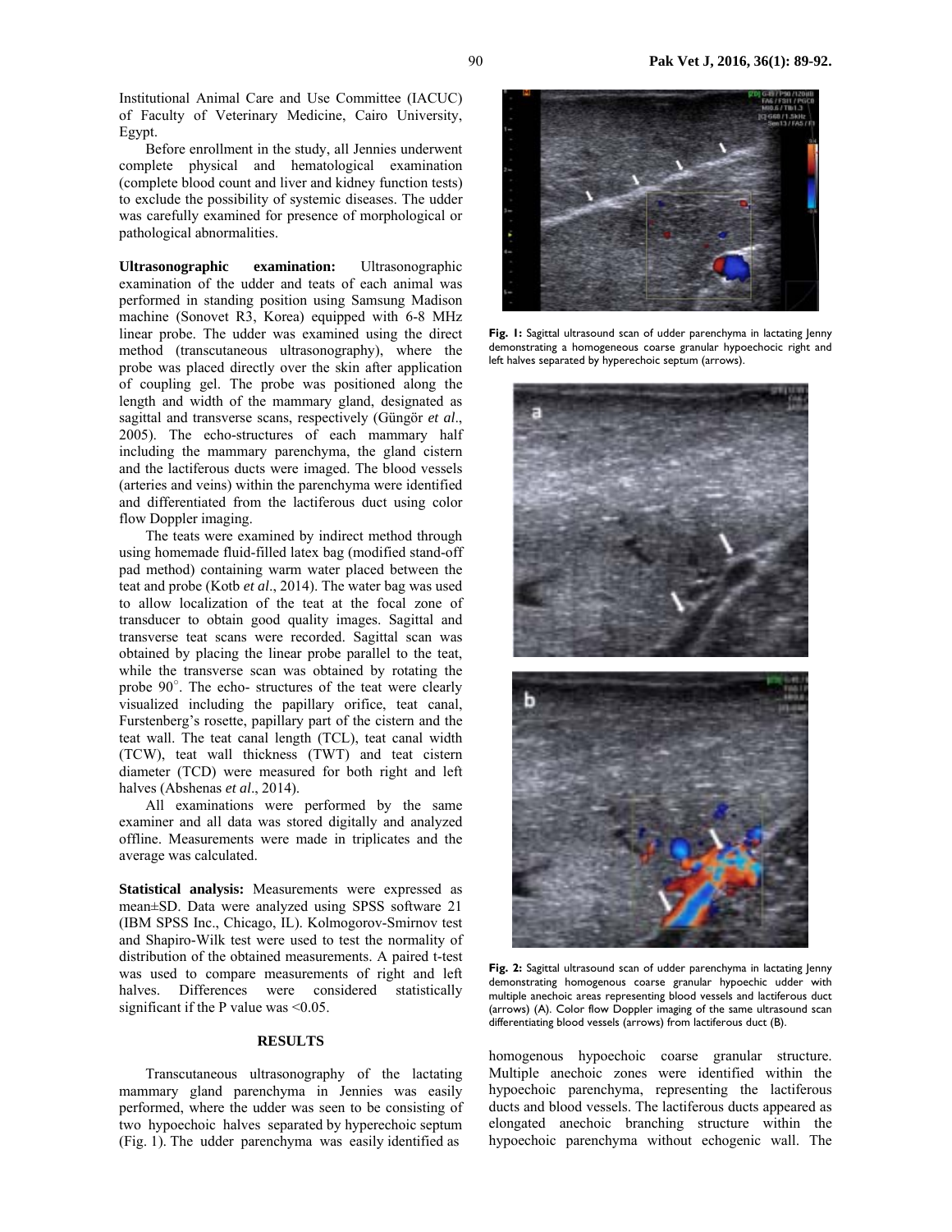Institutional Animal Care and Use Committee (IACUC) of Faculty of Veterinary Medicine, Cairo University, Egypt.

Before enrollment in the study, all Jennies underwent complete physical and hematological examination (complete blood count and liver and kidney function tests) to exclude the possibility of systemic diseases. The udder was carefully examined for presence of morphological or pathological abnormalities.

**Ultrasonographic examination:** Ultrasonographic examination of the udder and teats of each animal was performed in standing position using Samsung Madison machine (Sonovet R3, Korea) equipped with 6-8 MHz linear probe. The udder was examined using the direct method (transcutaneous ultrasonography), where the probe was placed directly over the skin after application of coupling gel. The probe was positioned along the length and width of the mammary gland, designated as sagittal and transverse scans, respectively (Güngör *et al*., 2005). The echo-structures of each mammary half including the mammary parenchyma, the gland cistern and the lactiferous ducts were imaged. The blood vessels (arteries and veins) within the parenchyma were identified and differentiated from the lactiferous duct using color flow Doppler imaging.

The teats were examined by indirect method through using homemade fluid-filled latex bag (modified stand-off pad method) containing warm water placed between the teat and probe (Kotb *et al*., 2014). The water bag was used to allow localization of the teat at the focal zone of transducer to obtain good quality images. Sagittal and transverse teat scans were recorded. Sagittal scan was obtained by placing the linear probe parallel to the teat, while the transverse scan was obtained by rotating the probe 90°. The echo- structures of the teat were clearly visualized including the papillary orifice, teat canal, Furstenberg's rosette, papillary part of the cistern and the teat wall. The teat canal length (TCL), teat canal width (TCW), teat wall thickness (TWT) and teat cistern diameter (TCD) were measured for both right and left halves (Abshenas *et al*., 2014).

All examinations were performed by the same examiner and all data was stored digitally and analyzed offline. Measurements were made in triplicates and the average was calculated.

**Statistical analysis:** Measurements were expressed as mean±SD. Data were analyzed using SPSS software 21 (IBM SPSS Inc., Chicago, IL). Kolmogorov-Smirnov test and Shapiro-Wilk test were used to test the normality of distribution of the obtained measurements. A paired t-test was used to compare measurements of right and left halves. Differences were considered statistically significant if the P value was <0.05.

## RESULTS

Transcutaneous ultrasonography of the lactating mammary gland parenchyma in Jennies was easily performed, where the udder was seen to be consisting of two hypoechoic halves separated by hyperechoic septum (Fig. 1). The udder parenchyma was easily identified as homogenous hypoechoic coarse granular structure. Multiple anechoic zones were identified within the hypoechoic parenchyma, representing the lactiferous ducts and blood vessels. The lactiferous ducts appeared as elongated anechoic branching structure within the hypoechoic parenchyma without echogenic wall. The

**Fig. 1:** Sagittal ultrasound scan of udder parenchyma in lactating Jenny demonstrating a homogeneous coarse granular hypoechoic right and left halves separated by hyperechoic septum (arrows).

**Fig. 2:** Sagittal ultrasound scan of udder parenchyma in lactating Jenny demonstrating homogenous coarse granular hypoechic udder with multiple anechoic areas representing blood vessels and lactiferous duct (arrows) (A). Color flow Doppler imaging of the same ultrasound scan differentiating blood vessels (arrows) from lactiferous duct (B).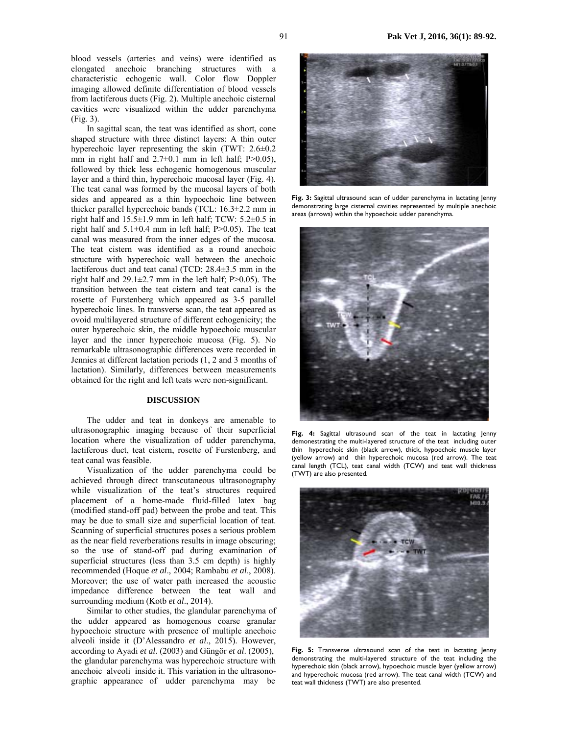blood vessels (arteries and veins) were identified as elongated anechoic branching structures with a characteristic echogenic wall. Color flow Doppler imaging allowed definite differentiation of blood vessels from lactiferous ducts (Fig. 2). Multiple anechoic cisternal cavities were visualized within the udder parenchyma (Fig. 3).

In sagittal scan, the teat was identified as short, cone shaped structure with three distinct layers: A thin outer hyperechoic layer representing the skin (TWT: 2.6±0.2 mm in right half and 2.7±0.1 mm in left half; P>0.05), followed by thick less echogenic homogenous muscular layer and a third thin, hyperechoic mucosal layer (Fig. 4). The teat canal was formed by the mucosal layers of both sides and appeared as a thin hypoechoic line between thicker parallel hyperechoic bands (TCL: 16.3±2.2 mm in right half and 15.5±1.9 mm in left half; TCW: 5.2±0.5 in right half and 5.1±0.4 mm in left half; P>0.05). The teat canal was measured from the inner edges of the mucosa. The teat cistern was identified as a round anechoic structure with hyperechoic wall between the anechoic lactiferous duct and teat canal (TCD: 28.4±3.5 mm in the right half and 29.1±2.7 mm in the left half; P>0.05). The transition between the teat cistern and teat canal is the rosette of Furstenberg which appeared as 3-5 parallel hyperechoic lines. In transverse scan, the teat appeared as ovoid multilayered structure of different echogenicity; the outer hyperechoic skin, the middle hypoechoic muscular layer and the inner hyperechoic mucosa (Fig. 5). No remarkable ultrasonographic differences were recorded in Jennies at different lactation periods (1, 2 and 3 months of lactation). Similarly, differences between measurements obtained for the right and left teats were non-significant.

Fig. 3: Sagittal ultrasound scan of udder parenchyma in lactating Jenny demonstrating large cisternal cavities represented by multiple anechoic areas (arrows) within the hypoechoic udder parenchyma.

Fig. 4: Sagittal ultrasound scan of the teat in lactating Jenny demonestrating the multi-layered structure of the teat including outer thin hyperechoic skin (black arrow), thick, hypoechoic muscle layer (yellow arrow) and thin hyperechoic mucosa (red arrow). The teat canal length (TCL), teat canal width (TCW) and teat wall thickness (TWT) are also presented.

Fig. 5: Transverse ultrasound scan of the teat in lactating Jenny demonstrating the multi-layered structure of the teat including the hyperechoic skin (black arrow), hypoechoic muscle layer (yellow arrow) and hyperechoic mucosa (red arrow). The teat canal width (TCW) and teat wall thickness (TWT) are also presented.

## DISCUSSION

The udder and teat in donkeys are amenable to ultrasonographic imaging because of their superficial location where the visualization of udder parenchyma, lactiferous duct, teat cistern, rosette of Furstenberg, and teat canal was feasible.

Visualization of the udder parenchyma could be achieved through direct transcutaneous ultrasonography while visualization of the teat's structures required placement of a home-made fluid-filled latex bag (modified stand-off pad) between the probe and teat. This may be due to small size and superficial location of teat. Scanning of superficial structures poses a serious problem as the near field reverberations results in image obscuring; so the use of stand-off pad during examination of superficial structures (less than 3.5 cm depth) is highly recommended (Hoque *et al*., 2004; Rambabu *et al*., 2008). Moreover; the use of water path increased the acoustic impedance difference between the teat wall and surrounding medium (Kotb *et al*., 2014).

Similar to other studies, the glandular parenchyma of the udder appeared as homogenous coarse granular hypoechoic structure with presence of multiple anechoic alveoli inside it (D'Alessandro *et al*., 2015). However, according to Ayadi *et al*. (2003) and Güngör *et al*. (2005), the glandular parenchyma was hyperechoic structure with anechoic alveoli inside it. This variation in the ultrasonographic appearance of udder parenchyma may be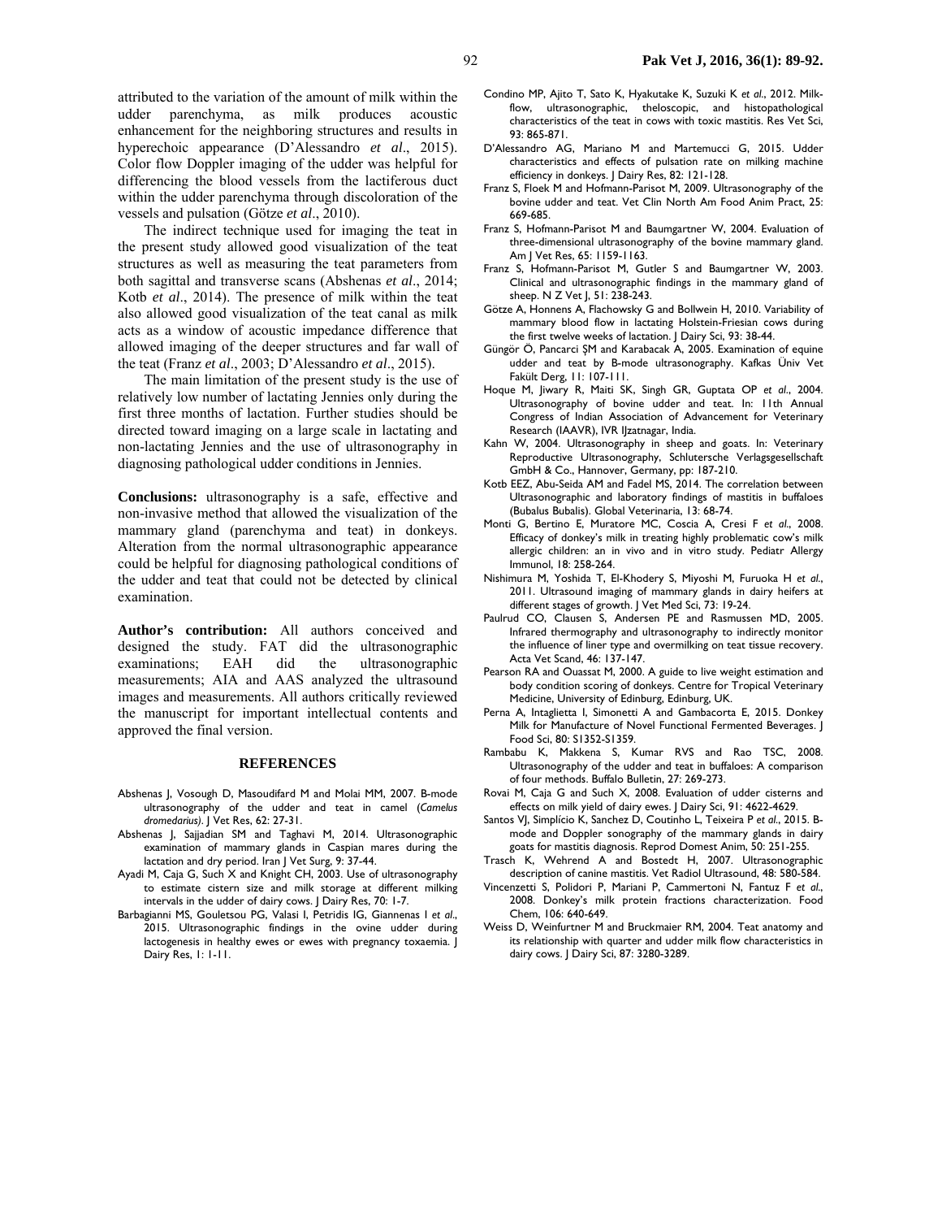attributed to the variation of the amount of milk within the udder parenchyma, as milk produces acoustic enhancement for the neighboring structures and results in hyperechoic appearance (D'Alessandro *et al*., 2015). Color flow Doppler imaging of the udder was helpful for differencing the blood vessels from the lactiferous duct within the udder parenchyma through discoloration of the vessels and pulsation (Götze *et al*., 2010).

The indirect technique used for imaging the teat in the present study allowed good visualization of the teat structures as well as measuring the teat parameters from both sagittal and transverse scans (Abshenas *et al*., 2014; Kotb *et al*., 2014). The presence of milk within the teat also allowed good visualization of the teat canal as milk acts as a window of acoustic impedance difference that allowed imaging of the deeper structures and far wall of the teat (Franz *et al*., 2003; D'Alessandro *et al*., 2015).

The main limitation of the present study is the use of relatively low number of lactating Jennies only during the first three months of lactation. Further studies should be directed toward imaging on a large scale in lactating and non-lactating Jennies and the use of ultrasonography in diagnosing pathological udder conditions in Jennies.

**Conclusions:** ultrasonography is a safe, effective and non-invasive method that allowed the visualization of the mammary gland (parenchyma and teat) in donkeys. Alteration from the normal ultrasonographic appearance could be helpful for diagnosing pathological conditions of the udder and teat that could not be detected by clinical examination.

**Author's contribution:** All authors conceived and designed the study. FAT did the ultrasonographic examinations; EAH did the ultrasonographic measurements; AIA and AAS analyzed the ultrasound images and measurements. All authors critically reviewed the manuscript for important intellectual contents and approved the final version.

## REFERENCES

Abshenas J, Vosough D, Masoudifard M and Molai MM, 2007. B-mode ultrasonography of the udder and teat in camel (*Camelus dromedarius*). J Vet Res, 62: 27-31.

Abshenas J, Sajjadian SM and Taghavi M, 2014. Ultrasonographic examination of mammary glands in Caspian mares during the lactation and dry period. Iran J Vet Surg, 9: 37-44.

Ayadi M, Caja G, Such X and Knight CH, 2003. Use of ultrasonography to estimate cistern size and milk storage at different milking intervals in the udder of dairy cows. J Dairy Res, 70: 1-7.

Barbagianni MS, Gouletsou PG, Valasi I, Petridis IG, Giannenas I *et al*., 2015. Ultrasonographic findings in the ovine udder during lactogenesis in healthy ewes or ewes with pregnancy toxaemia. J Dairy Res, 1: 1-11.

Condino MP, Ajito T, Sato K, Hyakutake K, Suzuki K *et al*., 2012. Milk-flow, ultrasonographic, theloscopic, and histopathological characteristics of the teat in cows with toxic mastitis. Res Vet Sci, 93: 865-871.

D'Alessandro AG, Mariano M and Martemucci G, 2015. Udder characteristics and effects of pulsation rate on milking machine efficiency in donkeys. J Dairy Res, 82: 121-128.

Franz S, Floek M and Hofmann-Parisot M, 2009. Ultrasonography of the bovine udder and teat. Vet Clin North Am Food Anim Pract, 25: 669-685.

Franz S, Hofmann-Parisot M and Baumgartner W, 2004. Evaluation of three-dimensional ultrasonography of the bovine mammary gland. Am J Vet Res, 65: 1159-1163.

Franz S, Hofmann-Parisot M, Gutler S and Baumgartner W, 2003. Clinical and ultrasonographic findings in the mammary gland of sheep. N Z Vet J, 51: 238-243.

Götze A, Honnens A, Flachowsky G and Bollwein H, 2010. Variability of mammary blood flow in lactating Holstein-Friesian cows during the first twelve weeks of lactation. J Dairy Sci, 93: 38-44.

Güngör Ö, Pancarci ŞM and Karabacak A, 2005. Examination of equine udder and teat by B-mode ultrasonography. Kafkas Üniv Vet Fakült Derg, 11: 107-111.

Hoque M, Jiwary R, Maiti SK, Singh GR, Guptata OP *et al*., 2004. Ultrasonography of bovine udder and teat. In: 11th Annual Congress of Indian Association of Advancement for Veterinary Research (IAAVR), IVR IJzatnagar, India.

Kahn W, 2004. Ultrasonography in sheep and goats. In: Veterinary Reproductive Ultrasonography, Schlutersche Verlagsgesellschaft GmbH & Co., Hannover, Germany, pp: 187-210.

Kotb EEZ, Abu-Seida AM and Fadel MS, 2014. The correlation between Ultrasonographic and laboratory findings of mastitis in buffaloes (Bubalus Bubalis). Global Veterinaria, 13: 68-74.

Monti G, Bertino E, Muratore MC, Coscia A, Cresi F *et al*., 2008. Efficacy of donkey's milk in treating highly problematic cow's milk allergic children: an in vivo and in vitro study. Pediatr Allergy Immunol, 18: 258-264.

Nishimura M, Yoshida T, El-Khodery S, Miyoshi M, Furuoka H *et al*., 2011. Ultrasound imaging of mammary glands in dairy heifers at different stages of growth. J Vet Med Sci, 73: 19-24.

Paulrud CO, Clausen S, Andersen PE and Rasmussen MD, 2005. Infrared thermography and ultrasonography to indirectly monitor the influence of liner type and overmilking on teat tissue recovery. Acta Vet Scand, 46: 137-147.

Pearson RA and Ouassat M, 2000. A guide to live weight estimation and body condition scoring of donkeys. Centre for Tropical Veterinary Medicine, University of Edinburg, Edinburg, UK.

Perna A, Intaglietta I, Simonetti A and Gambacorta E, 2015. Donkey Milk for Manufacture of Novel Functional Fermented Beverages. J Food Sci, 80: S1352-S1359.

Rambabu K, Makkena S, Kumar RVS and Rao TSC, 2008. Ultrasonography of the udder and teat in buffaloes: A comparison of four methods. Buffalo Bulletin, 27: 269-273.

Rovai M, Caja G and Such X, 2008. Evaluation of udder cisterns and effects on milk yield of dairy ewes. J Dairy Sci, 91: 4622-4629.

Santos VJ, Simplício K, Sanchez D, Coutinho L, Teixeira P *et al*., 2015. B-mode and Doppler sonography of the mammary glands in dairy goats for mastitis diagnosis. Reprod Domest Anim, 50: 251-255.

Trasch K, Wehrend A and Bostedt H, 2007. Ultrasonographic description of canine mastitis. Vet Radiol Ultrasound, 48: 580-584.

Vincenzetti S, Polidori P, Mariani P, Cammertoni N, Fantuz F *et al*., 2008. Donkey's milk protein fractions characterization. Food Chem, 106: 640-649.

Weiss D, Weinfurtner M and Bruckmaier RM, 2004. Teat anatomy and its relationship with quarter and udder milk flow characteristics in dairy cows. J Dairy Sci, 87: 3280-3289.